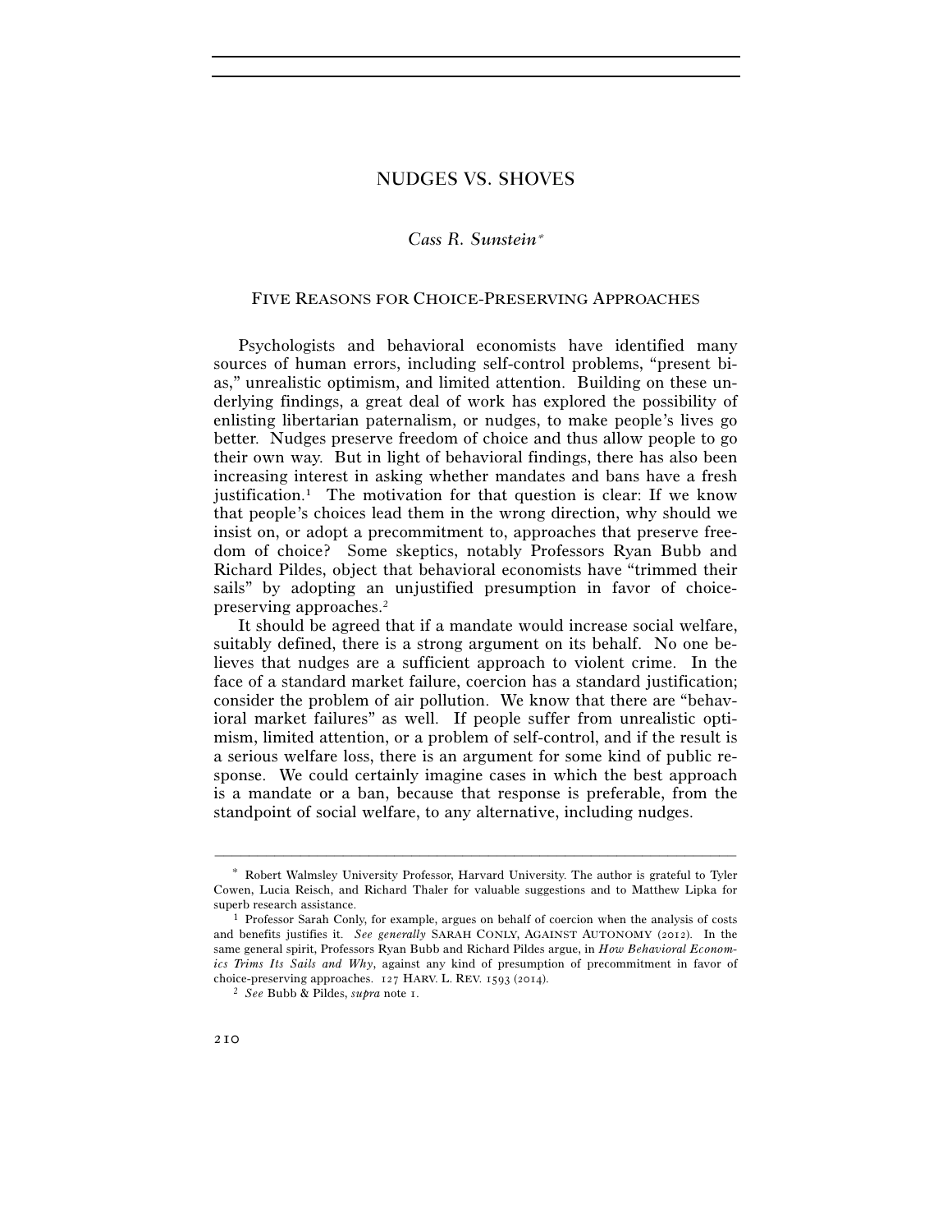# NUDGES VS. SHOVES

*Cass R. Sunstein*[*]

## FIVE REASONS FOR CHOICE-PRESERVING APPROACHES

Psychologists and behavioral economists have identified many sources of human errors, including self-control problems, "present bias," unrealistic optimism, and limited attention. Building on these underlying findings, a great deal of work has explored the possibility of enlisting libertarian paternalism, or nudges, to make people's lives go better. Nudges preserve freedom of choice and thus allow people to go their own way. But in light of behavioral findings, there has also been increasing interest in asking whether mandates and bans have a fresh justification.[1] The motivation for that question is clear: If we know that people's choices lead them in the wrong direction, why should we insist on, or adopt a precommitment to, approaches that preserve freedom of choice? Some skeptics, notably Professors Ryan Bubb and Richard Pildes, object that behavioral economists have "trimmed their sails" by adopting an unjustified presumption in favor of choice-preserving approaches.[2]

It should be agreed that if a mandate would increase social welfare, suitably defined, there is a strong argument on its behalf. No one believes that nudges are a sufficient approach to violent crime. In the face of a standard market failure, coercion has a standard justification; consider the problem of air pollution. We know that there are "behavioral market failures" as well. If people suffer from unrealistic optimism, limited attention, or a problem of self-control, and if the result is a serious welfare loss, there is an argument for some kind of public response. We could certainly imagine cases in which the best approach is a mandate or a ban, because that response is preferable, from the standpoint of social welfare, to any alternative, including nudges.

---

[*] Robert Walmsley University Professor, Harvard University. The author is grateful to Tyler Cowen, Lucia Reisch, and Richard Thaler for valuable suggestions and to Matthew Lipka for superb research assistance.

[1] Professor Sarah Conly, for example, argues on behalf of coercion when the analysis of costs and benefits justifies it. *See generally* SARAH CONLY, AGAINST AUTONOMY (2012). In the same general spirit, Professors Ryan Bubb and Richard Pildes argue, in *How Behavioral Economics Trims Its Sails and Why*, against any kind of presumption of precommitment in favor of choice-preserving approaches. 127 HARV. L. REV. 1593 (2014).

[2] *See* Bubb & Pildes, *supra* note 1.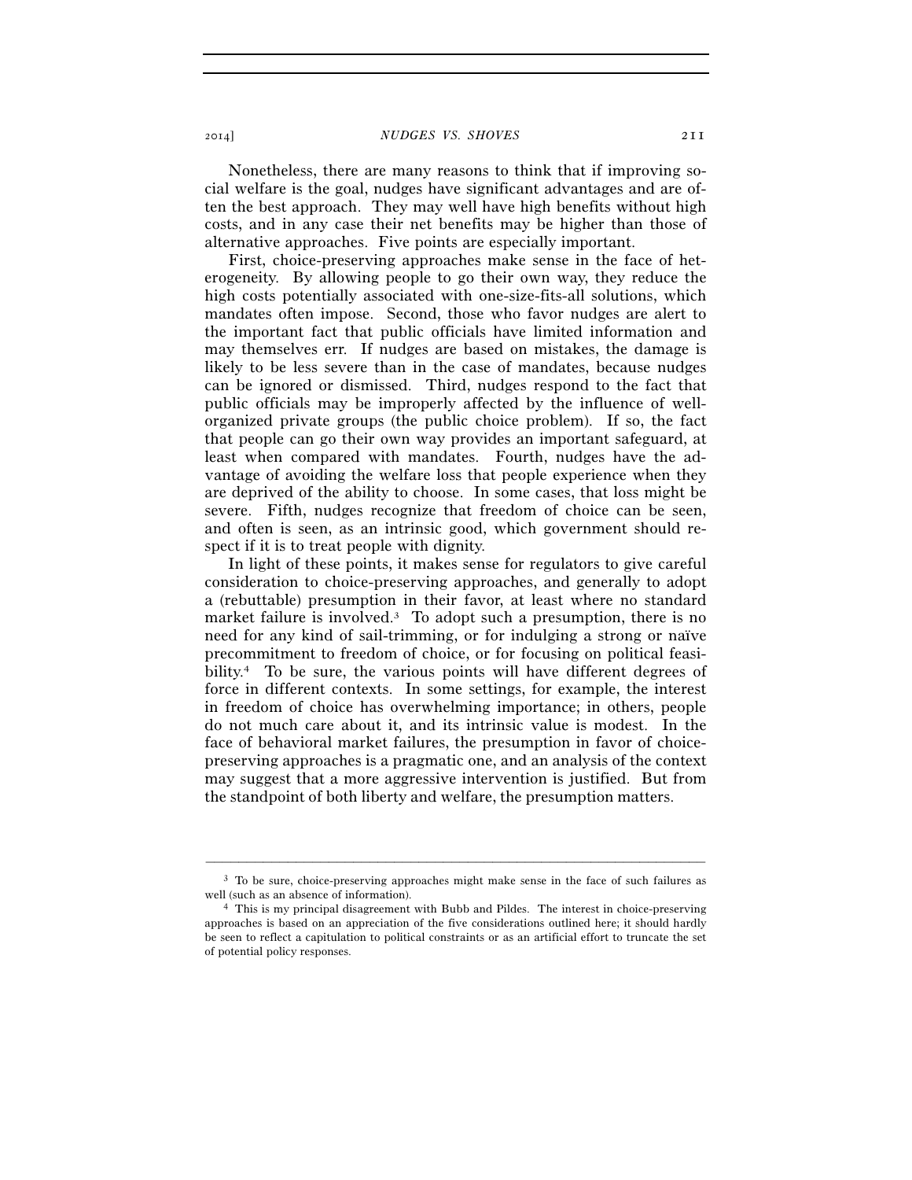Nonetheless, there are many reasons to think that if improving social welfare is the goal, nudges have significant advantages and are often the best approach. They may well have high benefits without high costs, and in any case their net benefits may be higher than those of alternative approaches. Five points are especially important.

First, choice-preserving approaches make sense in the face of heterogeneity. By allowing people to go their own way, they reduce the high costs potentially associated with one-size-fits-all solutions, which mandates often impose. Second, those who favor nudges are alert to the important fact that public officials have limited information and may themselves err. If nudges are based on mistakes, the damage is likely to be less severe than in the case of mandates, because nudges can be ignored or dismissed. Third, nudges respond to the fact that public officials may be improperly affected by the influence of well-organized private groups (the public choice problem). If so, the fact that people can go their own way provides an important safeguard, at least when compared with mandates. Fourth, nudges have the advantage of avoiding the welfare loss that people experience when they are deprived of the ability to choose. In some cases, that loss might be severe. Fifth, nudges recognize that freedom of choice can be seen, and often is seen, as an intrinsic good, which government should respect if it is to treat people with dignity.

In light of these points, it makes sense for regulators to give careful consideration to choice-preserving approaches, and generally to adopt a (rebuttable) presumption in their favor, at least where no standard market failure is involved.[3] To adopt such a presumption, there is no need for any kind of sail-trimming, or for indulging a strong or naïve precommitment to freedom of choice, or for focusing on political feasibility.[4] To be sure, the various points will have different degrees of force in different contexts. In some settings, for example, the interest in freedom of choice has overwhelming importance; in others, people do not much care about it, and its intrinsic value is modest. In the face of behavioral market failures, the presumption in favor of choice-preserving approaches is a pragmatic one, and an analysis of the context may suggest that a more aggressive intervention is justified. But from the standpoint of both liberty and welfare, the presumption matters.

---

[3] To be sure, choice-preserving approaches might make sense in the face of such failures as well (such as an absence of information).

[4] This is my principal disagreement with Bubb and Pildes. The interest in choice-preserving approaches is based on an appreciation of the five considerations outlined here; it should hardly be seen to reflect a capitulation to political constraints or as an artificial effort to truncate the set of potential policy responses.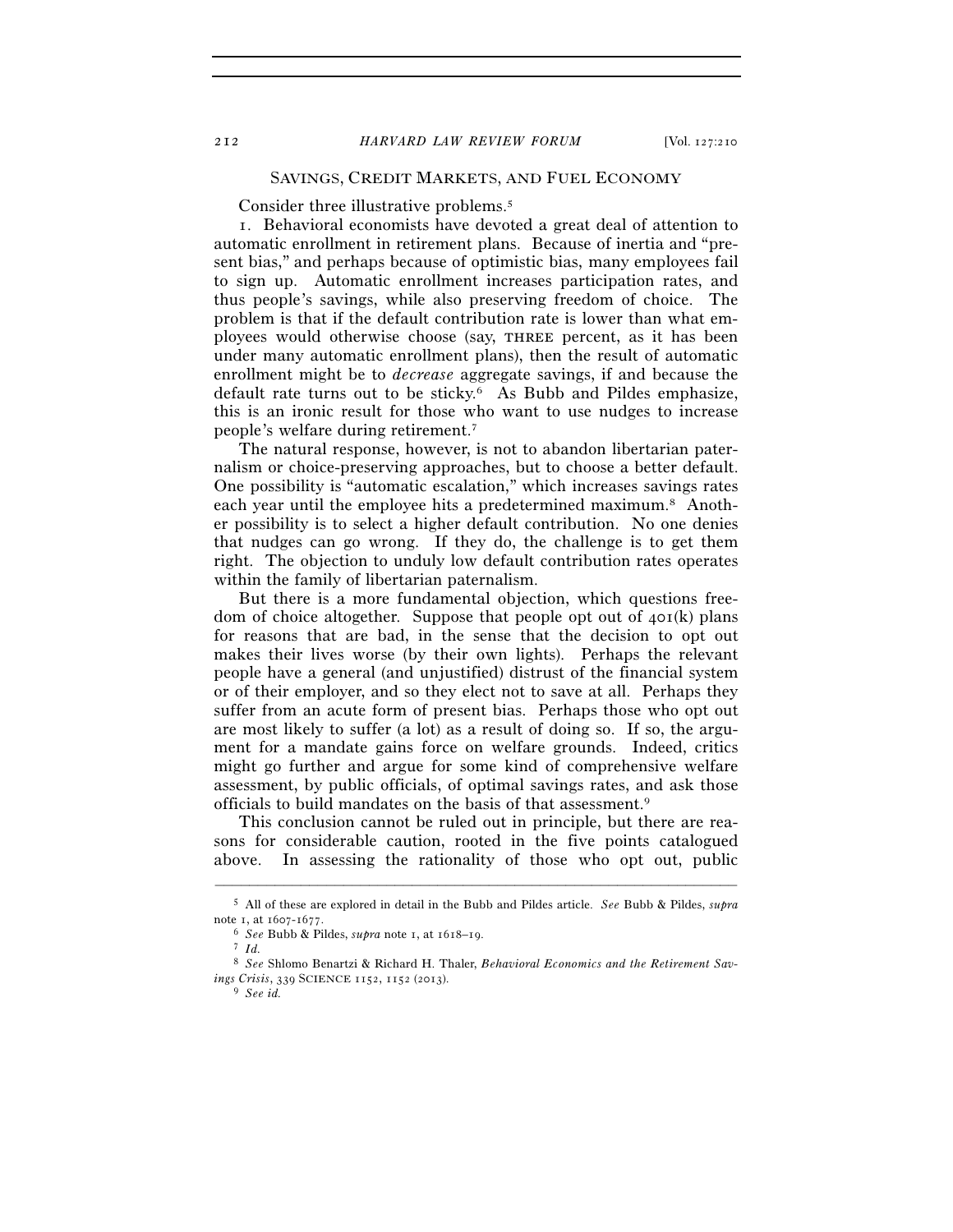## SAVINGS, CREDIT MARKETS, AND FUEL ECONOMY

Consider three illustrative problems.[5]

1. Behavioral economists have devoted a great deal of attention to automatic enrollment in retirement plans. Because of inertia and "present bias," and perhaps because of optimistic bias, many employees fail to sign up. Automatic enrollment increases participation rates, and thus people's savings, while also preserving freedom of choice. The problem is that if the default contribution rate is lower than what employees would otherwise choose (say, THREE percent, as it has been under many automatic enrollment plans), then the result of automatic enrollment might be to *decrease* aggregate savings, if and because the default rate turns out to be sticky.[6] As Bubb and Pildes emphasize, this is an ironic result for those who want to use nudges to increase people's welfare during retirement.[7]

The natural response, however, is not to abandon libertarian paternalism or choice-preserving approaches, but to choose a better default. One possibility is "automatic escalation," which increases savings rates each year until the employee hits a predetermined maximum.[8] Another possibility is to select a higher default contribution. No one denies that nudges can go wrong. If they do, the challenge is to get them right. The objection to unduly low default contribution rates operates within the family of libertarian paternalism.

But there is a more fundamental objection, which questions freedom of choice altogether. Suppose that people opt out of 401(k) plans for reasons that are bad, in the sense that the decision to opt out makes their lives worse (by their own lights). Perhaps the relevant people have a general (and unjustified) distrust of the financial system or of their employer, and so they elect not to save at all. Perhaps they suffer from an acute form of present bias. Perhaps those who opt out are most likely to suffer (a lot) as a result of doing so. If so, the argument for a mandate gains force on welfare grounds. Indeed, critics might go further and argue for some kind of comprehensive welfare assessment, by public officials, of optimal savings rates, and ask those officials to build mandates on the basis of that assessment.[9]

This conclusion cannot be ruled out in principle, but there are reasons for considerable caution, rooted in the five points catalogued above. In assessing the rationality of those who opt out, public

---

[5] All of these are explored in detail in the Bubb and Pildes article. *See* Bubb & Pildes, *supra* note 1, at 1607-1677.

[6] *See* Bubb & Pildes, *supra* note 1, at 1618–19.

[7] *Id.*

[8] *See* Shlomo Benartzi & Richard H. Thaler, *Behavioral Economics and the Retirement Savings Crisis*, 339 SCIENCE 1152, 1152 (2013).

[9] *See id.*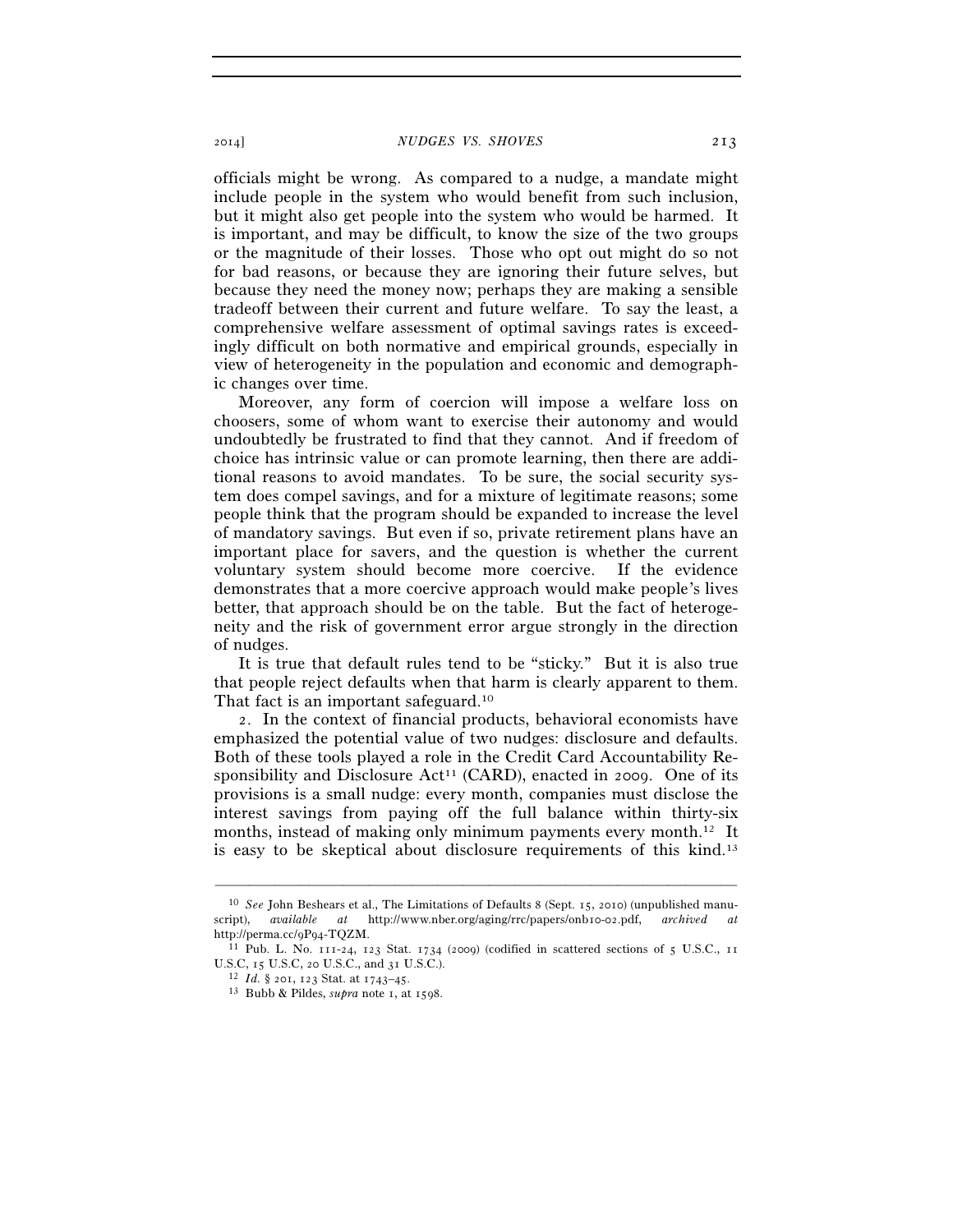officials might be wrong. As compared to a nudge, a mandate might include people in the system who would benefit from such inclusion, but it might also get people into the system who would be harmed. It is important, and may be difficult, to know the size of the two groups or the magnitude of their losses. Those who opt out might do so not for bad reasons, or because they are ignoring their future selves, but because they need the money now; perhaps they are making a sensible tradeoff between their current and future welfare. To say the least, a comprehensive welfare assessment of optimal savings rates is exceedingly difficult on both normative and empirical grounds, especially in view of heterogeneity in the population and economic and demographic changes over time.

Moreover, any form of coercion will impose a welfare loss on choosers, some of whom want to exercise their autonomy and would undoubtedly be frustrated to find that they cannot. And if freedom of choice has intrinsic value or can promote learning, then there are additional reasons to avoid mandates. To be sure, the social security system does compel savings, and for a mixture of legitimate reasons; some people think that the program should be expanded to increase the level of mandatory savings. But even if so, private retirement plans have an important place for savers, and the question is whether the current voluntary system should become more coercive. If the evidence demonstrates that a more coercive approach would make people's lives better, that approach should be on the table. But the fact of heterogeneity and the risk of government error argue strongly in the direction of nudges.

It is true that default rules tend to be "sticky." But it is also true that people reject defaults when that harm is clearly apparent to them. That fact is an important safeguard.[10]

2. In the context of financial products, behavioral economists have emphasized the potential value of two nudges: disclosure and defaults. Both of these tools played a role in the Credit Card Accountability Responsibility and Disclosure Act[11] (CARD), enacted in 2009. One of its provisions is a small nudge: every month, companies must disclose the interest savings from paying off the full balance within thirty-six months, instead of making only minimum payments every month.[12] It is easy to be skeptical about disclosure requirements of this kind.[13]

---

[10] *See* John Beshears et al., The Limitations of Defaults 8 (Sept. 15, 2010) (unpublished manuscript), *available at* http://www.nber.org/aging/rrc/papers/onb10-02.pdf, *archived at* http://perma.cc/9P94-TQZM.

[11] Pub. L. No. 111-24, 123 Stat. 1734 (2009) (codified in scattered sections of 5 U.S.C., 11 U.S.C, 15 U.S.C, 20 U.S.C., and 31 U.S.C.).

[12] *Id.* § 201, 123 Stat. at 1743–45.

[13] Bubb & Pildes, *supra* note 1, at 1598.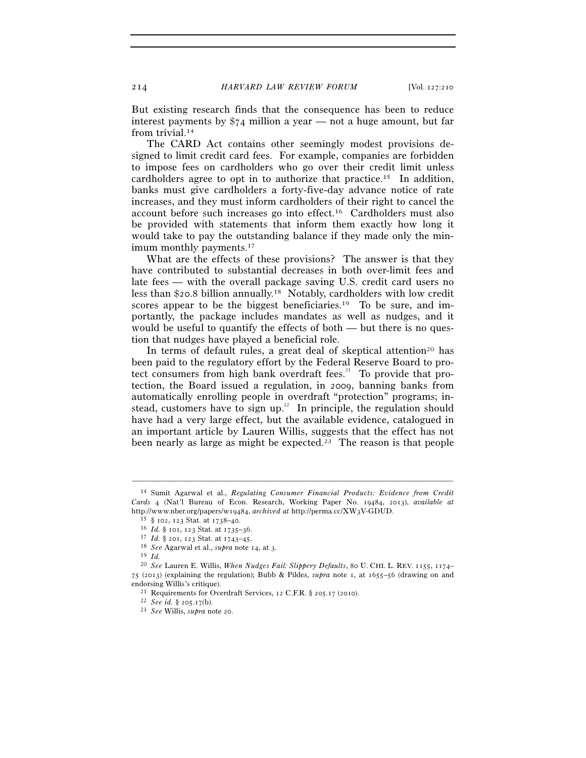But existing research finds that the consequence has been to reduce interest payments by $74 million a year — not a huge amount, but far from trivial.[14]

The CARD Act contains other seemingly modest provisions designed to limit credit card fees. For example, companies are forbidden to impose fees on cardholders who go over their credit limit unless cardholders agree to opt in to authorize that practice.[15] In addition, banks must give cardholders a forty-five-day advance notice of rate increases, and they must inform cardholders of their right to cancel the account before such increases go into effect.[16] Cardholders must also be provided with statements that inform them exactly how long it would take to pay the outstanding balance if they made only the minimum monthly payments.[17]

What are the effects of these provisions? The answer is that they have contributed to substantial decreases in both over-limit fees and late fees — with the overall package saving U.S. credit card users no less than $20.8 billion annually.[18] Notably, cardholders with low credit scores appear to be the biggest beneficiaries.[19] To be sure, and importantly, the package includes mandates as well as nudges, and it would be useful to quantify the effects of both — but there is no question that nudges have played a beneficial role.

In terms of default rules, a great deal of skeptical attention[20] has been paid to the regulatory effort by the Federal Reserve Board to protect consumers from high bank overdraft fees.[21] To provide that protection, the Board issued a regulation, in 2009, banning banks from automatically enrolling people in overdraft "protection" programs; instead, customers have to sign up.[22] In principle, the regulation should have had a very large effect, but the available evidence, catalogued in an important article by Lauren Willis, suggests that the effect has not been nearly as large as might be expected.[23] The reason is that people

---

[14] Sumit Agarwal et al., *Regulating Consumer Financial Products: Evidence from Credit Cards* 4 (Nat'l Bureau of Econ. Research, Working Paper No. 19484, 2013), *available at* http://www.nber.org/papers/w19484, *archived at* http://perma.cc/XW3V-GDUD.

[15] § 102, 123 Stat. at 1738–40.

[16] *Id.* § 101, 123 Stat. at 1735–36.

[17] *Id.* § 201, 123 Stat. at 1743–45.

[18] *See* Agarwal et al., *supra* note 14, at 3.

[19] *Id.*

[20] *See* Lauren E. Willis, *When Nudges Fail: Slippery Defaults*, 80 U. CHI. L. REV. 1155, 1174–75 (2013) (explaining the regulation); Bubb & Pildes, *supra* note 1, at 1655–56 (drawing on and endorsing Willis's critique).

[21] Requirements for Overdraft Services, 12 C.F.R. § 205.17 (2010).

[22] *See id.* § 205.17(b).

[23] *See* Willis, *supra* note 20.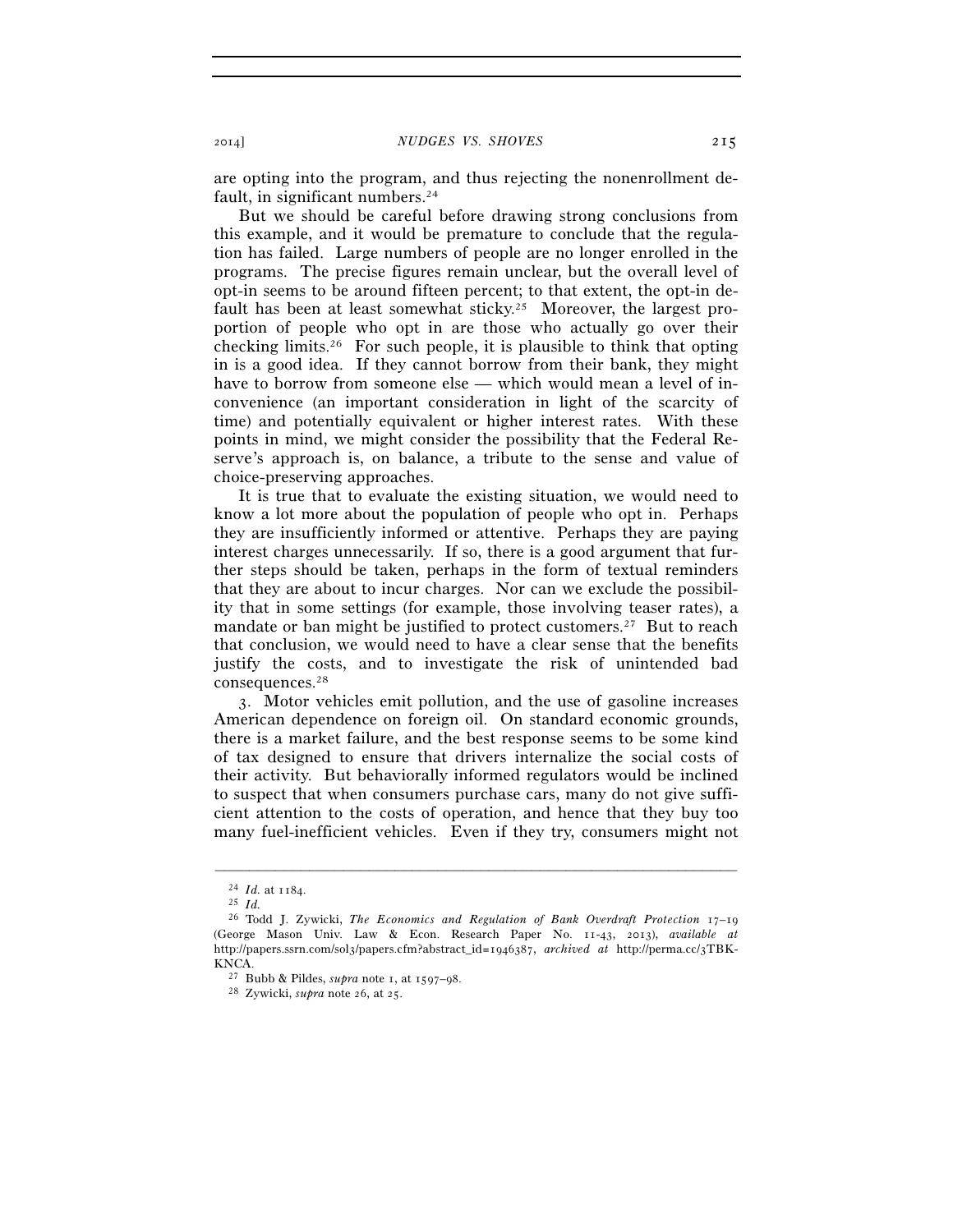are opting into the program, and thus rejecting the nonenrollment default, in significant numbers.[24]

But we should be careful before drawing strong conclusions from this example, and it would be premature to conclude that the regulation has failed. Large numbers of people are no longer enrolled in the programs. The precise figures remain unclear, but the overall level of opt-in seems to be around fifteen percent; to that extent, the opt-in default has been at least somewhat sticky.[25] Moreover, the largest proportion of people who opt in are those who actually go over their checking limits.[26] For such people, it is plausible to think that opting in is a good idea. If they cannot borrow from their bank, they might have to borrow from someone else — which would mean a level of inconvenience (an important consideration in light of the scarcity of time) and potentially equivalent or higher interest rates. With these points in mind, we might consider the possibility that the Federal Reserve's approach is, on balance, a tribute to the sense and value of choice-preserving approaches.

It is true that to evaluate the existing situation, we would need to know a lot more about the population of people who opt in. Perhaps they are insufficiently informed or attentive. Perhaps they are paying interest charges unnecessarily. If so, there is a good argument that further steps should be taken, perhaps in the form of textual reminders that they are about to incur charges. Nor can we exclude the possibility that in some settings (for example, those involving teaser rates), a mandate or ban might be justified to protect customers.[27] But to reach that conclusion, we would need to have a clear sense that the benefits justify the costs, and to investigate the risk of unintended bad consequences.[28]

3. Motor vehicles emit pollution, and the use of gasoline increases American dependence on foreign oil. On standard economic grounds, there is a market failure, and the best response seems to be some kind of tax designed to ensure that drivers internalize the social costs of their activity. But behaviorally informed regulators would be inclined to suspect that when consumers purchase cars, many do not give sufficient attention to the costs of operation, and hence that they buy too many fuel-inefficient vehicles. Even if they try, consumers might not

---

[24] *Id.* at 1184.

[25] *Id.*

[26] Todd J. Zywicki, *The Economics and Regulation of Bank Overdraft Protection* 17–19 (George Mason Univ. Law & Econ. Research Paper No. 11-43, 2013), *available at* http://papers.ssrn.com/sol3/papers.cfm?abstract_id=1946387, *archived at* http://perma.cc/3TBK-KNCA.

[27] Bubb & Pildes, *supra* note 1, at 1597–98.

[28] Zywicki, *supra* note 26, at 25.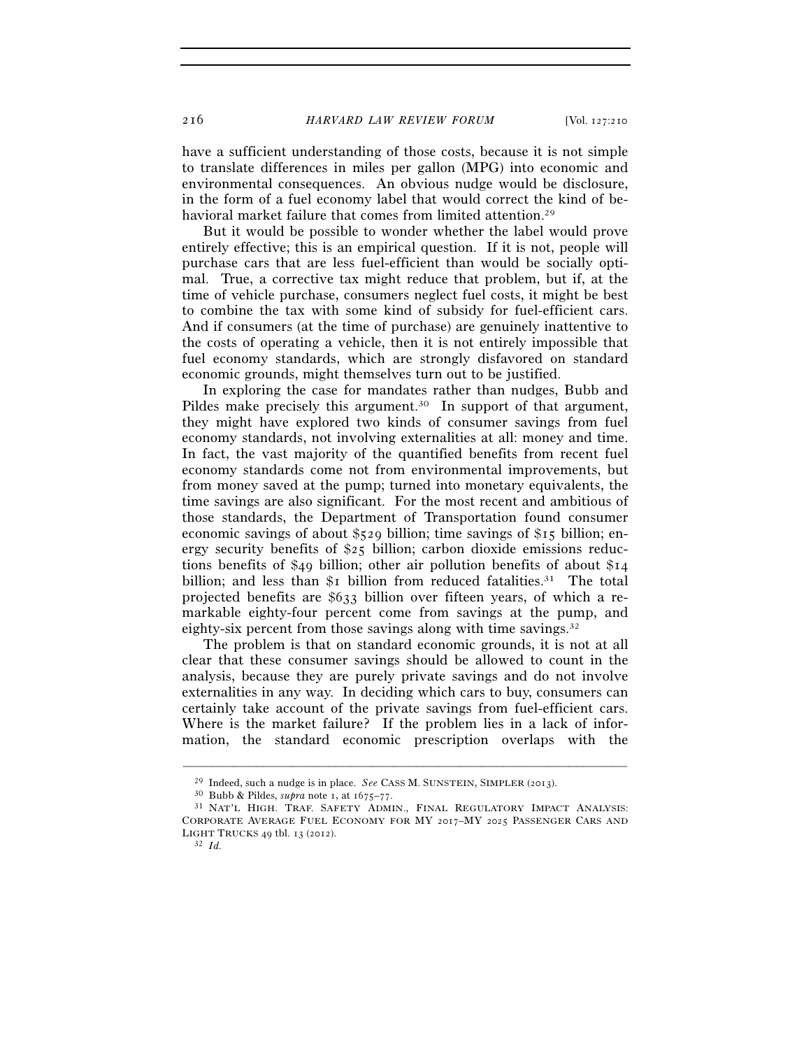have a sufficient understanding of those costs, because it is not simple to translate differences in miles per gallon (MPG) into economic and environmental consequences. An obvious nudge would be disclosure, in the form of a fuel economy label that would correct the kind of behavioral market failure that comes from limited attention.[29]

But it would be possible to wonder whether the label would prove entirely effective; this is an empirical question. If it is not, people will purchase cars that are less fuel-efficient than would be socially optimal. True, a corrective tax might reduce that problem, but if, at the time of vehicle purchase, consumers neglect fuel costs, it might be best to combine the tax with some kind of subsidy for fuel-efficient cars. And if consumers (at the time of purchase) are genuinely inattentive to the costs of operating a vehicle, then it is not entirely impossible that fuel economy standards, which are strongly disfavored on standard economic grounds, might themselves turn out to be justified.

In exploring the case for mandates rather than nudges, Bubb and Pildes make precisely this argument.[30] In support of that argument, they might have explored two kinds of consumer savings from fuel economy standards, not involving externalities at all: money and time. In fact, the vast majority of the quantified benefits from recent fuel economy standards come not from environmental improvements, but from money saved at the pump; turned into monetary equivalents, the time savings are also significant. For the most recent and ambitious of those standards, the Department of Transportation found consumer economic savings of about $529 billion; time savings of $15 billion; energy security benefits of $25 billion; carbon dioxide emissions reductions benefits of $49 billion; other air pollution benefits of about $14 billion; and less than $1 billion from reduced fatalities.[31] The total projected benefits are $633 billion over fifteen years, of which a remarkable eighty-four percent come from savings at the pump, and eighty-six percent from those savings along with time savings.[32]

The problem is that on standard economic grounds, it is not at all clear that these consumer savings should be allowed to count in the analysis, because they are purely private savings and do not involve externalities in any way. In deciding which cars to buy, consumers can certainly take account of the private savings from fuel-efficient cars. Where is the market failure? If the problem lies in a lack of information, the standard economic prescription overlaps with the

---

[29] Indeed, such a nudge is in place. *See* CASS M. SUNSTEIN, SIMPLER (2013).

[30] Bubb & Pildes, *supra* note 1, at 1675–77.

[31] NAT'L HIGH. TRAF. SAFETY ADMIN., FINAL REGULATORY IMPACT ANALYSIS: CORPORATE AVERAGE FUEL ECONOMY FOR MY 2017–MY 2025 PASSENGER CARS AND LIGHT TRUCKS 49 tbl. 13 (2012).

[32] *Id.*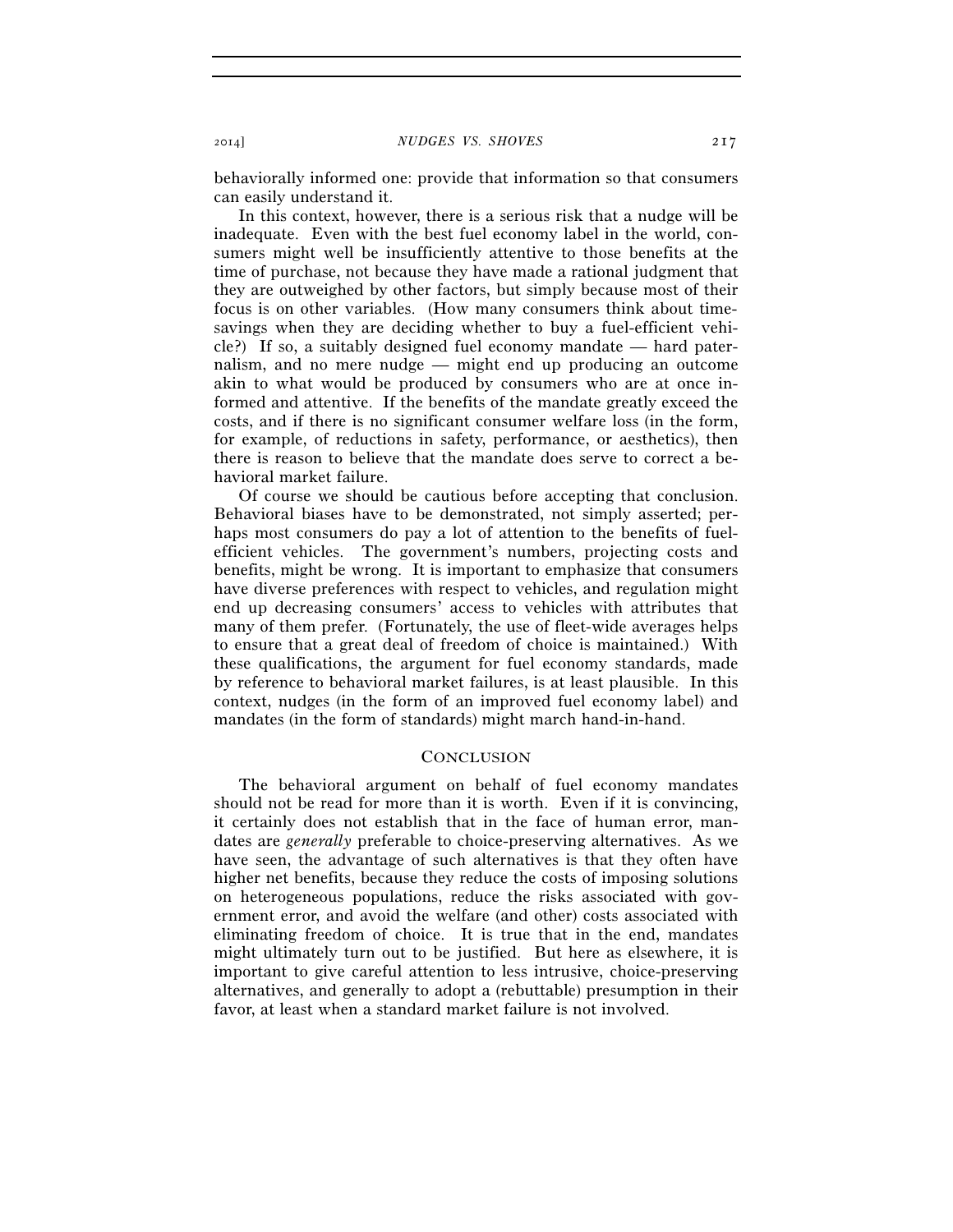behaviorally informed one: provide that information so that consumers can easily understand it.

In this context, however, there is a serious risk that a nudge will be inadequate. Even with the best fuel economy label in the world, consumers might well be insufficiently attentive to those benefits at the time of purchase, not because they have made a rational judgment that they are outweighed by other factors, but simply because most of their focus is on other variables. (How many consumers think about time-savings when they are deciding whether to buy a fuel-efficient vehicle?) If so, a suitably designed fuel economy mandate — hard paternalism, and no mere nudge — might end up producing an outcome akin to what would be produced by consumers who are at once informed and attentive. If the benefits of the mandate greatly exceed the costs, and if there is no significant consumer welfare loss (in the form, for example, of reductions in safety, performance, or aesthetics), then there is reason to believe that the mandate does serve to correct a behavioral market failure.

Of course we should be cautious before accepting that conclusion. Behavioral biases have to be demonstrated, not simply asserted; perhaps most consumers do pay a lot of attention to the benefits of fuel-efficient vehicles. The government's numbers, projecting costs and benefits, might be wrong. It is important to emphasize that consumers have diverse preferences with respect to vehicles, and regulation might end up decreasing consumers' access to vehicles with attributes that many of them prefer. (Fortunately, the use of fleet-wide averages helps to ensure that a great deal of freedom of choice is maintained.) With these qualifications, the argument for fuel economy standards, made by reference to behavioral market failures, is at least plausible. In this context, nudges (in the form of an improved fuel economy label) and mandates (in the form of standards) might march hand-in-hand.

## CONCLUSION

The behavioral argument on behalf of fuel economy mandates should not be read for more than it is worth. Even if it is convincing, it certainly does not establish that in the face of human error, mandates are *generally* preferable to choice-preserving alternatives. As we have seen, the advantage of such alternatives is that they often have higher net benefits, because they reduce the costs of imposing solutions on heterogeneous populations, reduce the risks associated with government error, and avoid the welfare (and other) costs associated with eliminating freedom of choice. It is true that in the end, mandates might ultimately turn out to be justified. But here as elsewhere, it is important to give careful attention to less intrusive, choice-preserving alternatives, and generally to adopt a (rebuttable) presumption in their favor, at least when a standard market failure is not involved.